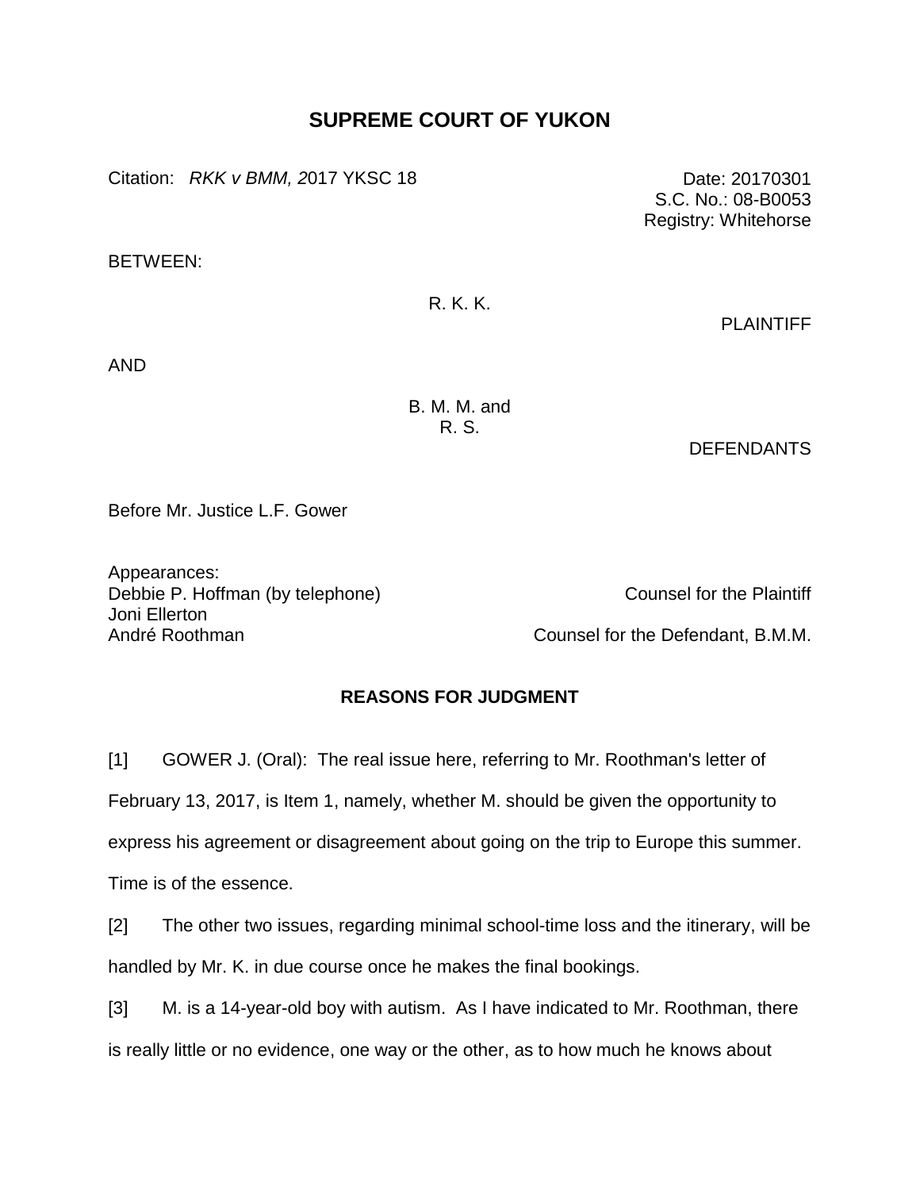# SUPREME COURT OF YUKON

Citation: *RKK v BMM, 2*017 YKSC 18

Date: 20170301
S.C. No.: 08-B0053
Registry: Whitehorse

BETWEEN:

R. K. K.

PLAINTIFF

AND

B. M. M. and
R. S.

DEFENDANTS

Before Mr. Justice L.F. Gower

Appearances:

| | |
|---|---|
| Debbie P. Hoffman (by telephone) | Counsel for the Plaintiff |
| Joni Ellerton | |
| André Roothman | Counsel for the Defendant, B.M.M. |

## REASONS FOR JUDGMENT

[1] GOWER J. (Oral): The real issue here, referring to Mr. Roothman's letter of February 13, 2017, is Item 1, namely, whether M. should be given the opportunity to express his agreement or disagreement about going on the trip to Europe this summer. Time is of the essence.

[2] The other two issues, regarding minimal school-time loss and the itinerary, will be handled by Mr. K. in due course once he makes the final bookings.

[3] M. is a 14-year-old boy with autism. As I have indicated to Mr. Roothman, there is really little or no evidence, one way or the other, as to how much he knows about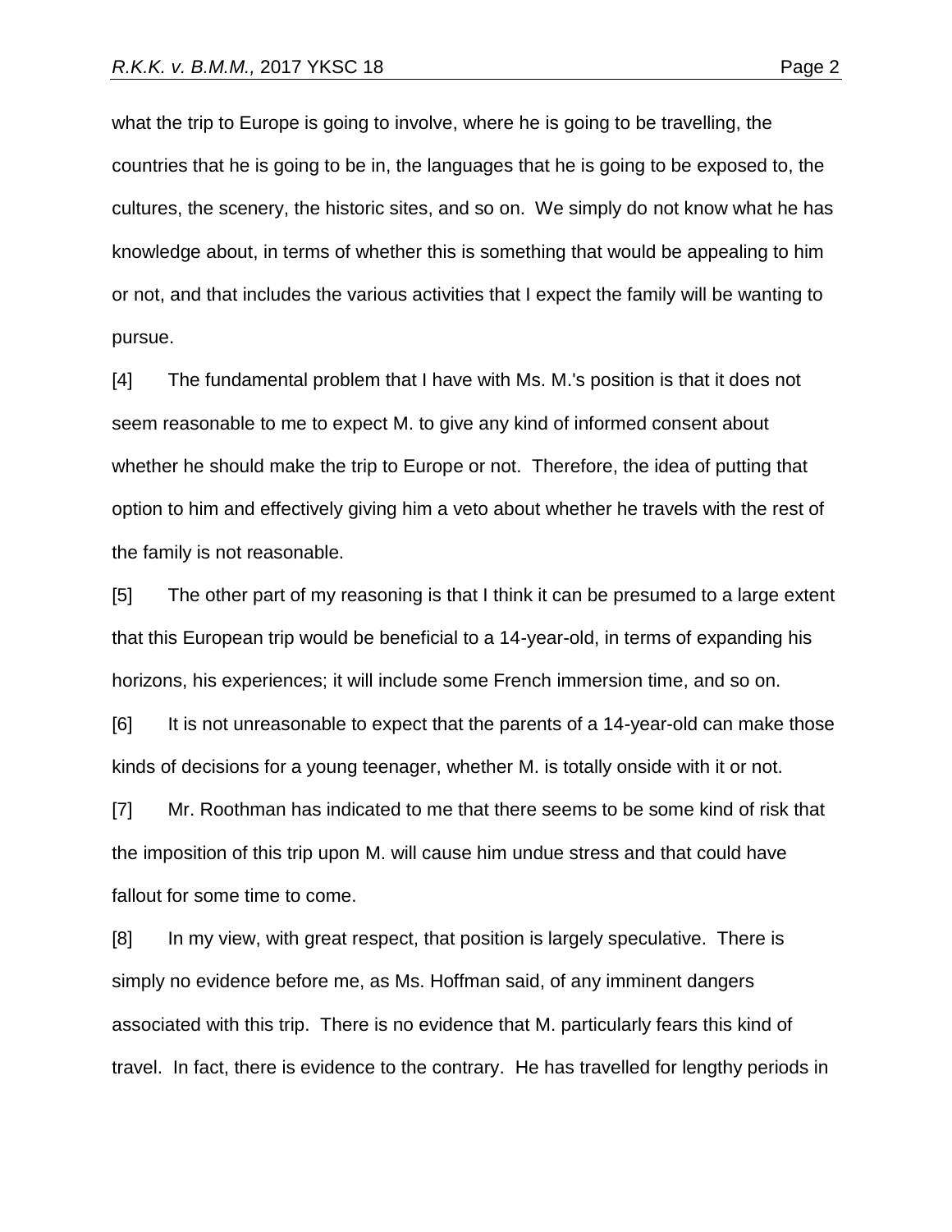what the trip to Europe is going to involve, where he is going to be travelling, the countries that he is going to be in, the languages that he is going to be exposed to, the cultures, the scenery, the historic sites, and so on. We simply do not know what he has knowledge about, in terms of whether this is something that would be appealing to him or not, and that includes the various activities that I expect the family will be wanting to pursue.

[4] The fundamental problem that I have with Ms. M.'s position is that it does not seem reasonable to me to expect M. to give any kind of informed consent about whether he should make the trip to Europe or not. Therefore, the idea of putting that option to him and effectively giving him a veto about whether he travels with the rest of the family is not reasonable.

[5] The other part of my reasoning is that I think it can be presumed to a large extent that this European trip would be beneficial to a 14-year-old, in terms of expanding his horizons, his experiences; it will include some French immersion time, and so on.

[6] It is not unreasonable to expect that the parents of a 14-year-old can make those kinds of decisions for a young teenager, whether M. is totally onside with it or not.

[7] Mr. Roothman has indicated to me that there seems to be some kind of risk that the imposition of this trip upon M. will cause him undue stress and that could have fallout for some time to come.

[8] In my view, with great respect, that position is largely speculative. There is simply no evidence before me, as Ms. Hoffman said, of any imminent dangers associated with this trip. There is no evidence that M. particularly fears this kind of travel. In fact, there is evidence to the contrary. He has travelled for lengthy periods in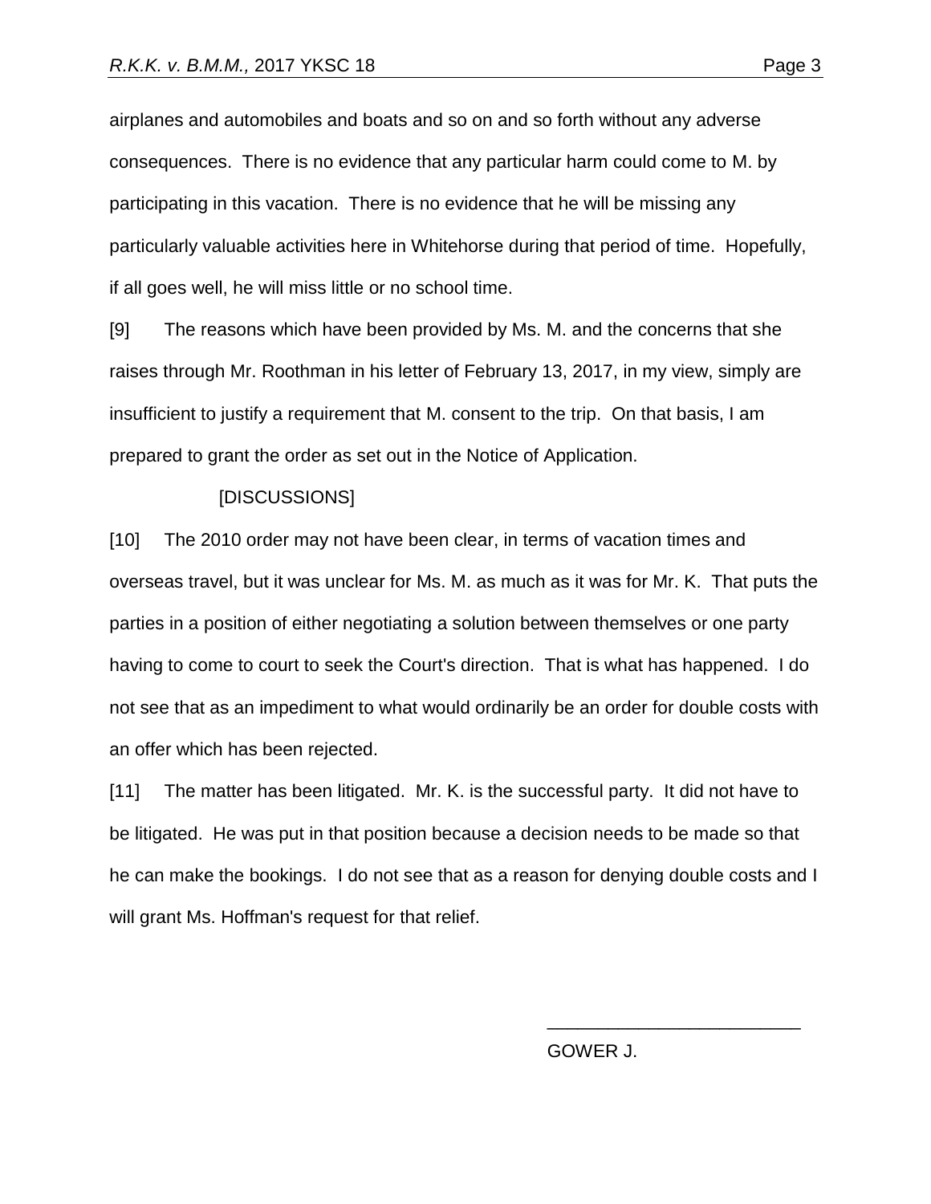airplanes and automobiles and boats and so on and so forth without any adverse consequences. There is no evidence that any particular harm could come to M. by participating in this vacation. There is no evidence that he will be missing any particularly valuable activities here in Whitehorse during that period of time. Hopefully, if all goes well, he will miss little or no school time.

[9] The reasons which have been provided by Ms. M. and the concerns that she raises through Mr. Roothman in his letter of February 13, 2017, in my view, simply are insufficient to justify a requirement that M. consent to the trip. On that basis, I am prepared to grant the order as set out in the Notice of Application.

[DISCUSSIONS]

[10] The 2010 order may not have been clear, in terms of vacation times and overseas travel, but it was unclear for Ms. M. as much as it was for Mr. K. That puts the parties in a position of either negotiating a solution between themselves or one party having to come to court to seek the Court's direction. That is what has happened. I do not see that as an impediment to what would ordinarily be an order for double costs with an offer which has been rejected.

[11] The matter has been litigated. Mr. K. is the successful party. It did not have to be litigated. He was put in that position because a decision needs to be made so that he can make the bookings. I do not see that as a reason for denying double costs and I will grant Ms. Hoffman's request for that relief.

\_\_\_\_\_\_\_\_\_\_\_\_\_\_\_\_\_\_\_\_\_\_\_\_\_\_

GOWER J.